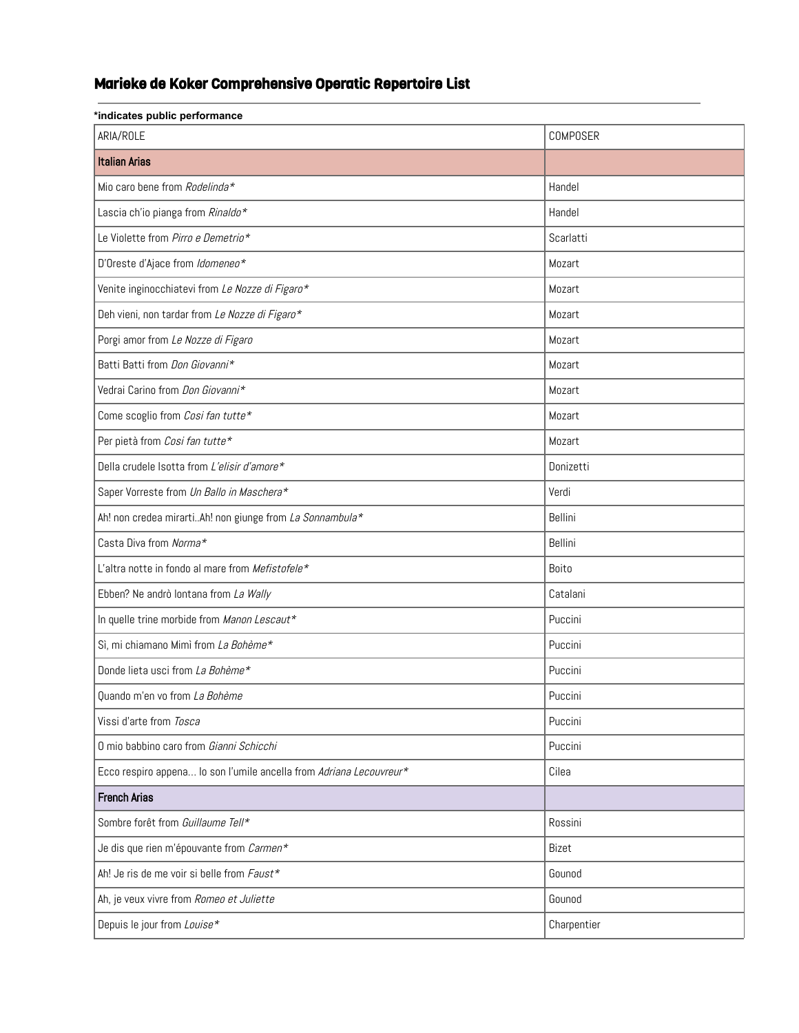# Marieke de Koker Comprehensive Operatic Repertoire List

**\*indicates public performance**

| ARIA/ROLE | COMPOSER |
|---|---|
| **Italian Arias** | |
| Mio caro bene from *Rodelinda*\* | Handel |
| Lascia ch'io pianga from *Rinaldo*\* | Handel |
| Le Violette from *Pirro e Demetrio*\* | Scarlatti |
| D'Oreste d'Ajace from *Idomeneo*\* | Mozart |
| Venite inginocchiatevi from *Le Nozze di Figaro*\* | Mozart |
| Deh vieni, non tardar from *Le Nozze di Figaro*\* | Mozart |
| Porgi amor from *Le Nozze di Figaro* | Mozart |
| Batti Batti from *Don Giovanni*\* | Mozart |
| Vedrai Carino from *Don Giovanni*\* | Mozart |
| Come scoglio from *Cosi fan tutte*\* | Mozart |
| Per pietà from *Cosi fan tutte*\* | Mozart |
| Della crudele Isotta from *L'elisir d'amore*\* | Donizetti |
| Saper Vorreste from *Un Ballo in Maschera*\* | Verdi |
| Ah! non credea mirarti..Ah! non giunge from *La Sonnambula*\* | Bellini |
| Casta Diva from *Norma*\* | Bellini |
| L'altra notte in fondo al mare from *Mefistofele*\* | Boito |
| Ebben? Ne andrò lontana from *La Wally* | Catalani |
| In quelle trine morbide from *Manon Lescaut*\* | Puccini |
| Sì, mi chiamano Mimì from *La Bohème*\* | Puccini |
| Donde lieta usci from *La Bohème*\* | Puccini |
| Quando m'en vo from *La Bohème* | Puccini |
| Vissi d'arte from *Tosca* | Puccini |
| O mio babbino caro from *Gianni Schicchi* | Puccini |
| Ecco respiro appena... Io son l'umile ancella from *Adriana Lecouvreur*\* | Cilea |
| **French Arias** | |
| Sombre forêt from *Guillaume Tell*\* | Rossini |
| Je dis que rien m'épouvante from *Carmen*\* | Bizet |
| Ah! Je ris de me voir si belle from *Faust*\* | Gounod |
| Ah, je veux vivre from *Romeo et Juliette* | Gounod |
| Depuis le jour from *Louise*\* | Charpentier |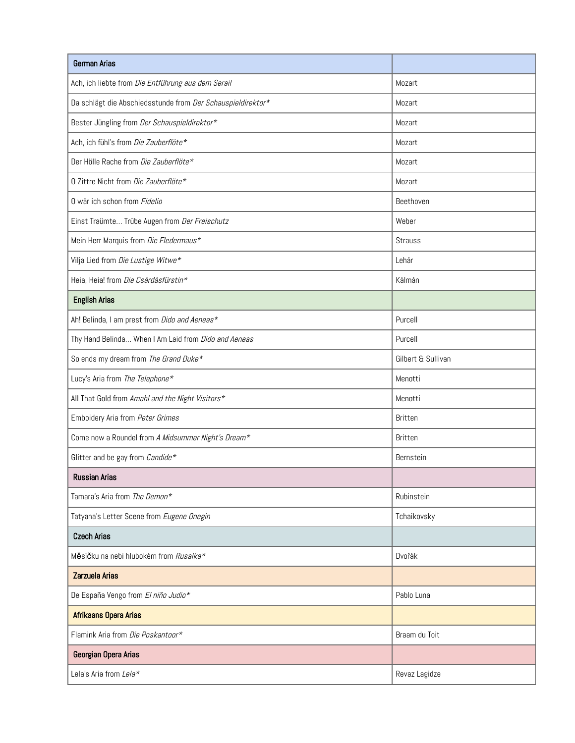| German Arias | |
|---|---|
| Ach, ich liebte from *Die Entführung aus dem Serail* | Mozart |
| Da schlägt die Abschiedsstunde from *Der Schauspieldirektor** | Mozart |
| Bester Jüngling from *Der Schauspieldirektor** | Mozart |
| Ach, ich fühl's from *Die Zauberflöte** | Mozart |
| Der Hölle Rache from *Die Zauberflöte** | Mozart |
| O Zittre Nicht from *Die Zauberflöte** | Mozart |
| O wär ich schon from *Fidelio* | Beethoven |
| Einst Traümte... Trübe Augen from *Der Freischutz* | Weber |
| Mein Herr Marquis from *Die Fledermaus** | Strauss |
| Vilja Lied from *Die Lustige Witwe** | Lehár |
| Heia, Heia! from *Die Csárdásfürstin** | Kálmán |
| **English Arias** | |
| Ah! Belinda, I am prest from *Dido and Aeneas** | Purcell |
| Thy Hand Belinda... When I Am Laid from *Dido and Aeneas* | Purcell |
| So ends my dream from *The Grand Duke** | Gilbert & Sullivan |
| Lucy's Aria from *The Telephone** | Menotti |
| All That Gold from *Amahl and the Night Visitors** | Menotti |
| Emboidery Aria from *Peter Grimes* | Britten |
| Come now a Roundel from *A Midsummer Night's Dream** | Britten |
| Glitter and be gay from *Candide** | Bernstein |
| **Russian Arias** | |
| Tamara's Aria from *The Demon** | Rubinstein |
| Tatyana's Letter Scene from *Eugene Onegin* | Tchaikovsky |
| **Czech Arias** | |
| Měsíčku na nebi hlubokém from *Rusalka** | Dvořák |
| **Zarzuela Arias** | |
| De España Vengo from *El niño Judio** | Pablo Luna |
| **Afrikaans Opera Arias** | |
| Flamink Aria from *Die Poskantoor** | Braam du Toit |
| **Georgian Opera Arias** | |
| Lela's Aria from *Lela** | Revaz Lagidze |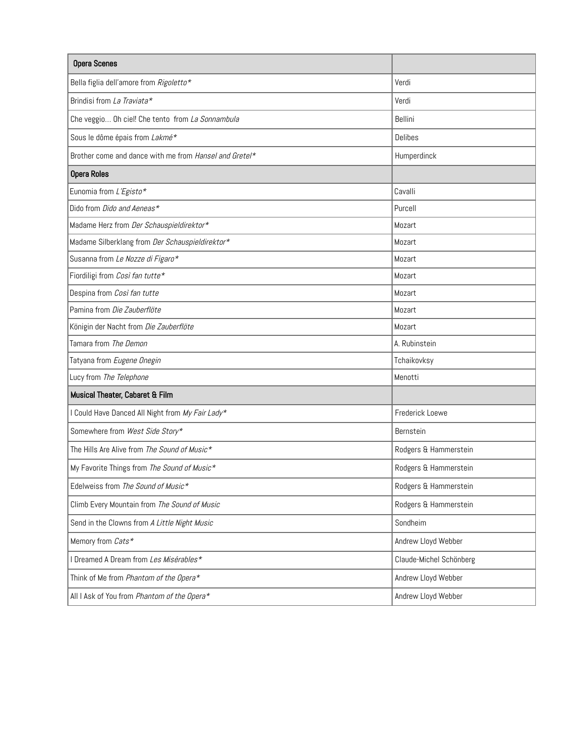| Opera Scenes | |
|---|---|
| Bella figlia dell'amore from *Rigoletto** | Verdi |
| Brindisi from *La Traviata** | Verdi |
| Che veggio... Oh ciel! Che tento from *La Sonnambula* | Bellini |
| Sous le dôme épais from *Lakmé** | Delibes |
| Brother come and dance with me from *Hansel and Gretel** | Humperdinck |
| **Opera Roles** | |
| Eunomia from *L'Egisto** | Cavalli |
| Dido from *Dido and Aeneas** | Purcell |
| Madame Herz from *Der Schauspieldirektor** | Mozart |
| Madame Silberklang from *Der Schauspieldirektor** | Mozart |
| Susanna from *Le Nozze di Figaro** | Mozart |
| Fiordiligi from *Così fan tutte** | Mozart |
| Despina from *Così fan tutte* | Mozart |
| Pamina from *Die Zauberflöte* | Mozart |
| Königin der Nacht from *Die Zauberflöte* | Mozart |
| Tamara from *The Demon* | A. Rubinstein |
| Tatyana from *Eugene Onegin* | Tchaikovksy |
| Lucy from *The Telephone* | Menotti |
| **Musical Theater, Cabaret & Film** | |
| I Could Have Danced All Night from *My Fair Lady** | Frederick Loewe |
| Somewhere from *West Side Story** | Bernstein |
| The Hills Are Alive from *The Sound of Music** | Rodgers & Hammerstein |
| My Favorite Things from *The Sound of Music** | Rodgers & Hammerstein |
| Edelweiss from *The Sound of Music** | Rodgers & Hammerstein |
| Climb Every Mountain from *The Sound of Music* | Rodgers & Hammerstein |
| Send in the Clowns from *A Little Night Music* | Sondheim |
| Memory from *Cats** | Andrew Lloyd Webber |
| I Dreamed A Dream from *Les Misérables** | Claude-Michel Schönberg |
| Think of Me from *Phantom of the Opera** | Andrew Lloyd Webber |
| All I Ask of You from *Phantom of the Opera** | Andrew Lloyd Webber |